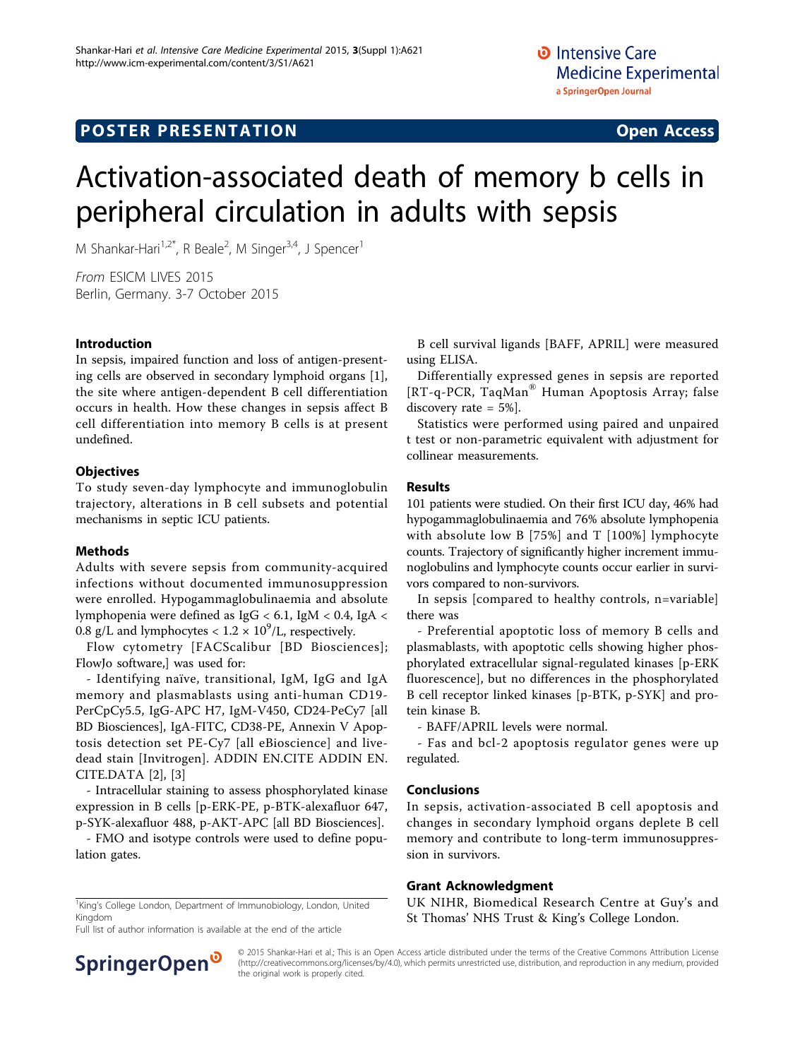POSTER PRESENTATION — Open Access

# Activation-associated death of memory b cells in peripheral circulation in adults with sepsis

M Shankar-Hari[1,2*], R Beale[2], M Singer[3,4], J Spencer[1]

*From* ESICM LIVES 2015
Berlin, Germany. 3-7 October 2015

## Introduction

In sepsis, impaired function and loss of antigen-presenting cells are observed in secondary lymphoid organs [1], the site where antigen-dependent B cell differentiation occurs in health. How these changes in sepsis affect B cell differentiation into memory B cells is at present undefined.

## Objectives

To study seven-day lymphocyte and immunoglobulin trajectory, alterations in B cell subsets and potential mechanisms in septic ICU patients.

## Methods

Adults with severe sepsis from community-acquired infections without documented immunosuppression were enrolled. Hypogammaglobulinaemia and absolute lymphopenia were defined as IgG < 6.1, IgM < 0.4, IgA < 0.8 g/L and lymphocytes < $1.2 \times 10^9$/L, respectively.

Flow cytometry [FACScalibur [BD Biosciences]; FlowJo software,] was used for:

- Identifying naïve, transitional, IgM, IgG and IgA memory and plasmablasts using anti-human CD19-PerCpCy5.5, IgG-APC H7, IgM-V450, CD24-PeCy7 [all BD Biosciences], IgA-FITC, CD38-PE, Annexin V Apoptosis detection set PE-Cy7 [all eBioscience] and live-dead stain [Invitrogen]. ADDIN EN.CITE ADDIN EN.CITE.DATA [2], [3]
- Intracellular staining to assess phosphorylated kinase expression in B cells [p-ERK-PE, p-BTK-alexafluor 647, p-SYK-alexafluor 488, p-AKT-APC [all BD Biosciences].
- FMO and isotype controls were used to define population gates.

B cell survival ligands [BAFF, APRIL] were measured using ELISA.

Differentially expressed genes in sepsis are reported [RT-q-PCR, TaqMan® Human Apoptosis Array; false discovery rate = 5%].

Statistics were performed using paired and unpaired t test or non-parametric equivalent with adjustment for collinear measurements.

## Results

101 patients were studied. On their first ICU day, 46% had hypogammaglobulinaemia and 76% absolute lymphopenia with absolute low B [75%] and T [100%] lymphocyte counts. Trajectory of significantly higher increment immunoglobulins and lymphocyte counts occur earlier in survivors compared to non-survivors.

In sepsis [compared to healthy controls, n=variable] there was

- Preferential apoptotic loss of memory B cells and plasmablasts, with apoptotic cells showing higher phosphorylated extracellular signal-regulated kinases [p-ERK fluorescence], but no differences in the phosphorylated B cell receptor linked kinases [p-BTK, p-SYK] and protein kinase B.
- BAFF/APRIL levels were normal.
- Fas and bcl-2 apoptosis regulator genes were up regulated.

## Conclusions

In sepsis, activation-associated B cell apoptosis and changes in secondary lymphoid organs deplete B cell memory and contribute to long-term immunosuppression in survivors.

## Grant Acknowledgment

UK NIHR, Biomedical Research Centre at Guy's and St Thomas' NHS Trust & King's College London.

[1]King's College London, Department of Immunobiology, London, United Kingdom
Full list of author information is available at the end of the article

© 2015 Shankar-Hari et al.; This is an Open Access article distributed under the terms of the Creative Commons Attribution License (http://creativecommons.org/licenses/by/4.0), which permits unrestricted use, distribution, and reproduction in any medium, provided the original work is properly cited.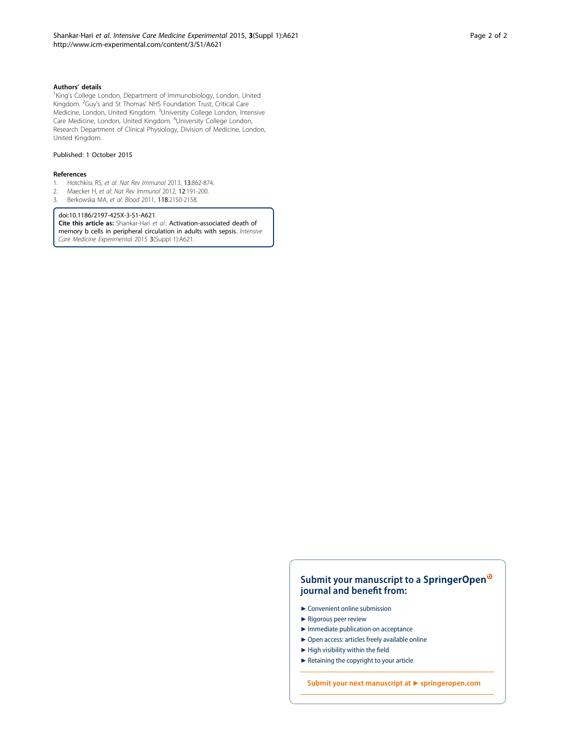### Authors' details

[1]King's College London, Department of Immunobiology, London, United Kingdom. [2]Guy's and St Thomas' NHS Foundation Trust, Critical Care Medicine, London, United Kingdom. [3]University College London, Intensive Care Medicine, London, United Kingdom. [4]University College London, Research Department of Clinical Physiology, Division of Medicine, London, United Kingdom.

Published: 1 October 2015

### References

1. Hotchkiss RS, *et al*: *Nat Rev Immunol* 2013, **13**:862-874.
2. Maecker H, *et al*: *Nat Rev Immunol* 2012, **12**:191-200.
3. Berkowska MA, *et al*: *Blood* 2011, **118**:2150-2158.

doi:10.1186/2197-425X-3-S1-A621
**Cite this article as:** Shankar-Hari *et al*.: Activation-associated death of memory b cells in peripheral circulation in adults with sepsis. *Intensive Care Medicine Experimental* 2015 **3**(Suppl 1):A621.

**Submit your manuscript to a SpringerOpen journal and benefit from:**

- ► Convenient online submission
- ► Rigorous peer review
- ► Immediate publication on acceptance
- ► Open access: articles freely available online
- ► High visibility within the field
- ► Retaining the copyright to your article

**Submit your next manuscript at ► springeropen.com**